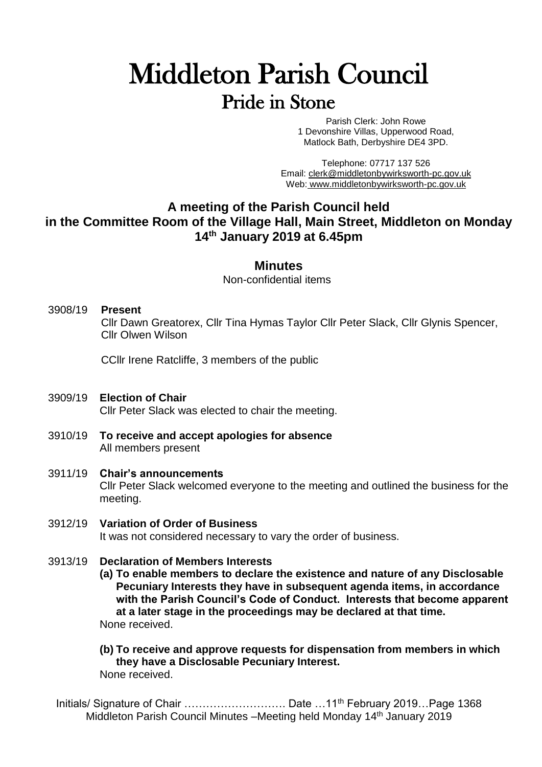# Middleton Parish Council

## Pride in Stone

Parish Clerk: John Rowe
1 Devonshire Villas, Upperwood Road,
Matlock Bath, Derbyshire DE4 3PD.

Telephone: 07717 137 526
Email: clerk@middletonbywirksworth-pc.gov.uk
Web: www.middletonbywirksworth-pc.gov.uk

### A meeting of the Parish Council held in the Committee Room of the Village Hall, Main Street, Middleton on Monday 14th January 2019 at 6.45pm

#### Minutes

Non-confidential items

3908/19 **Present**
Cllr Dawn Greatorex, Cllr Tina Hymas Taylor Cllr Peter Slack, Cllr Glynis Spencer, Cllr Olwen Wilson

CCllr Irene Ratcliffe, 3 members of the public

3909/19 **Election of Chair**
Cllr Peter Slack was elected to chair the meeting.

3910/19 **To receive and accept apologies for absence**
All members present

3911/19 **Chair's announcements**
Cllr Peter Slack welcomed everyone to the meeting and outlined the business for the meeting.

3912/19 **Variation of Order of Business**
It was not considered necessary to vary the order of business.

3913/19 **Declaration of Members Interests**

**(a) To enable members to declare the existence and nature of any Disclosable Pecuniary Interests they have in subsequent agenda items, in accordance with the Parish Council's Code of Conduct. Interests that become apparent at a later stage in the proceedings may be declared at that time.**
None received.

**(b) To receive and approve requests for dispensation from members in which they have a Disclosable Pecuniary Interest.**
None received.

Initials/ Signature of Chair ………………………. Date …11th February 2019…Page 1368
Middleton Parish Council Minutes –Meeting held Monday 14th January 2019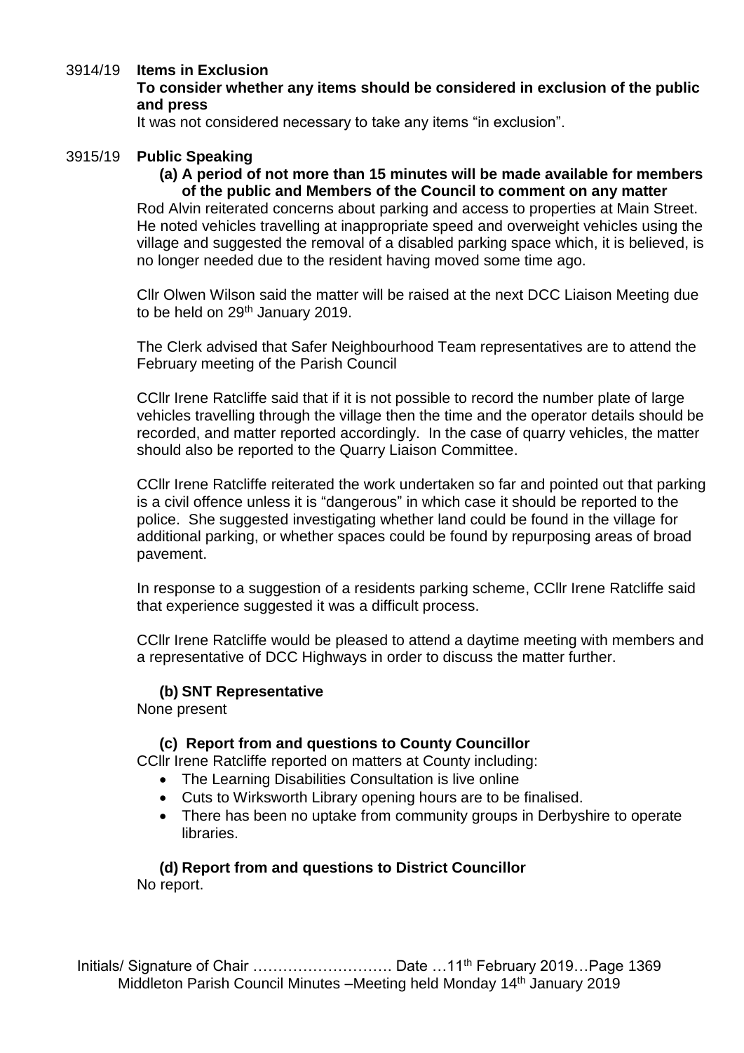3914/19 **Items in Exclusion**

**To consider whether any items should be considered in exclusion of the public and press**

It was not considered necessary to take any items "in exclusion".

3915/19 **Public Speaking**

**(a) A period of not more than 15 minutes will be made available for members of the public and Members of the Council to comment on any matter**

Rod Alvin reiterated concerns about parking and access to properties at Main Street. He noted vehicles travelling at inappropriate speed and overweight vehicles using the village and suggested the removal of a disabled parking space which, it is believed, is no longer needed due to the resident having moved some time ago.

Cllr Olwen Wilson said the matter will be raised at the next DCC Liaison Meeting due to be held on 29th January 2019.

The Clerk advised that Safer Neighbourhood Team representatives are to attend the February meeting of the Parish Council

CCllr Irene Ratcliffe said that if it is not possible to record the number plate of large vehicles travelling through the village then the time and the operator details should be recorded, and matter reported accordingly. In the case of quarry vehicles, the matter should also be reported to the Quarry Liaison Committee.

CCllr Irene Ratcliffe reiterated the work undertaken so far and pointed out that parking is a civil offence unless it is "dangerous" in which case it should be reported to the police. She suggested investigating whether land could be found in the village for additional parking, or whether spaces could be found by repurposing areas of broad pavement.

In response to a suggestion of a residents parking scheme, CCllr Irene Ratcliffe said that experience suggested it was a difficult process.

CCllr Irene Ratcliffe would be pleased to attend a daytime meeting with members and a representative of DCC Highways in order to discuss the matter further.

**(b) SNT Representative**

None present

**(c) Report from and questions to County Councillor**

CCllr Irene Ratcliffe reported on matters at County including:

- The Learning Disabilities Consultation is live online
- Cuts to Wirksworth Library opening hours are to be finalised.
- There has been no uptake from community groups in Derbyshire to operate libraries.

**(d) Report from and questions to District Councillor**

No report.

Initials/ Signature of Chair ………………………. Date …11th February 2019…Page 1369
Middleton Parish Council Minutes –Meeting held Monday 14th January 2019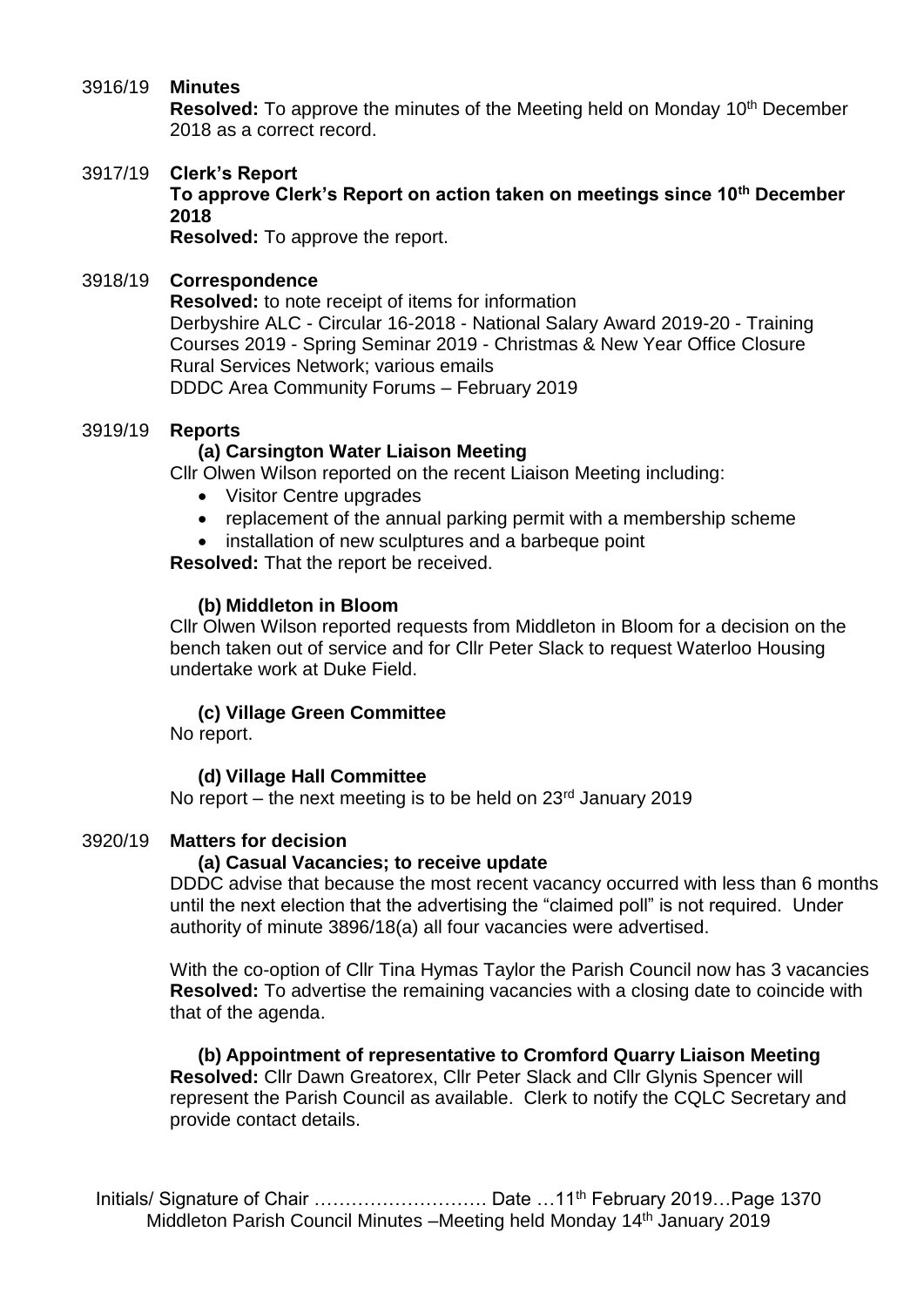3916/19 **Minutes**

**Resolved:** To approve the minutes of the Meeting held on Monday 10th December 2018 as a correct record.

3917/19 **Clerk's Report**

**To approve Clerk's Report on action taken on meetings since 10th December 2018**

**Resolved:** To approve the report.

3918/19 **Correspondence**

**Resolved:** to note receipt of items for information

Derbyshire ALC - Circular 16-2018 - National Salary Award 2019-20 - Training Courses 2019 - Spring Seminar 2019 - Christmas & New Year Office Closure

Rural Services Network; various emails

DDDC Area Community Forums – February 2019

3919/19 **Reports**

**(a) Carsington Water Liaison Meeting**

Cllr Olwen Wilson reported on the recent Liaison Meeting including:

- Visitor Centre upgrades
- replacement of the annual parking permit with a membership scheme
- installation of new sculptures and a barbeque point

**Resolved:** That the report be received.

**(b) Middleton in Bloom**

Cllr Olwen Wilson reported requests from Middleton in Bloom for a decision on the bench taken out of service and for Cllr Peter Slack to request Waterloo Housing undertake work at Duke Field.

**(c) Village Green Committee**

No report.

**(d) Village Hall Committee**

No report – the next meeting is to be held on 23rd January 2019

3920/19 **Matters for decision**

**(a) Casual Vacancies; to receive update**

DDDC advise that because the most recent vacancy occurred with less than 6 months until the next election that the advertising the "claimed poll" is not required. Under authority of minute 3896/18(a) all four vacancies were advertised.

With the co-option of Cllr Tina Hymas Taylor the Parish Council now has 3 vacancies

**Resolved:** To advertise the remaining vacancies with a closing date to coincide with that of the agenda.

**(b) Appointment of representative to Cromford Quarry Liaison Meeting**

**Resolved:** Cllr Dawn Greatorex, Cllr Peter Slack and Cllr Glynis Spencer will represent the Parish Council as available. Clerk to notify the CQLC Secretary and provide contact details.

Initials/ Signature of Chair ………………………. Date …11th February 2019…Page 1370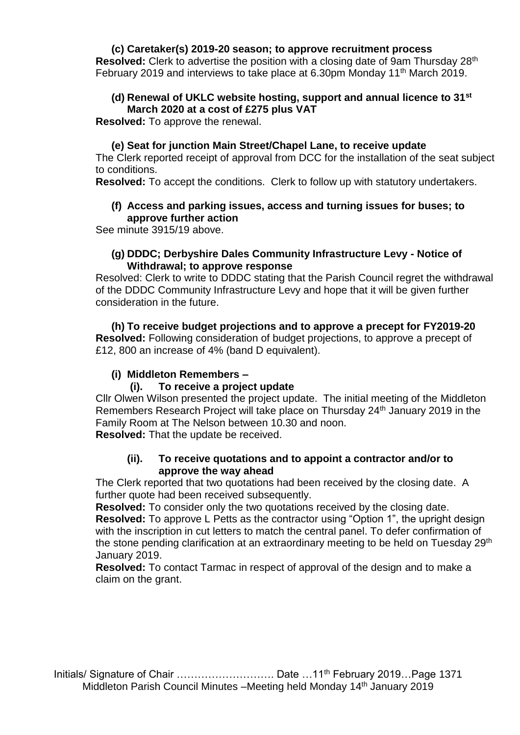**(c) Caretaker(s) 2019-20 season; to approve recruitment process**

**Resolved:** Clerk to advertise the position with a closing date of 9am Thursday 28th February 2019 and interviews to take place at 6.30pm Monday 11th March 2019.

**(d) Renewal of UKLC website hosting, support and annual licence to 31st March 2020 at a cost of £275 plus VAT**

**Resolved:** To approve the renewal.

**(e) Seat for junction Main Street/Chapel Lane, to receive update**

The Clerk reported receipt of approval from DCC for the installation of the seat subject to conditions.

**Resolved:** To accept the conditions. Clerk to follow up with statutory undertakers.

**(f) Access and parking issues, access and turning issues for buses; to approve further action**

See minute 3915/19 above.

**(g) DDDC; Derbyshire Dales Community Infrastructure Levy - Notice of Withdrawal; to approve response**

Resolved: Clerk to write to DDDC stating that the Parish Council regret the withdrawal of the DDDC Community Infrastructure Levy and hope that it will be given further consideration in the future.

**(h) To receive budget projections and to approve a precept for FY2019-20**

**Resolved:** Following consideration of budget projections, to approve a precept of £12, 800 an increase of 4% (band D equivalent).

**(i) Middleton Remembers –**

**(i). To receive a project update**

Cllr Olwen Wilson presented the project update. The initial meeting of the Middleton Remembers Research Project will take place on Thursday 24th January 2019 in the Family Room at The Nelson between 10.30 and noon.

**Resolved:** That the update be received.

**(ii). To receive quotations and to appoint a contractor and/or to approve the way ahead**

The Clerk reported that two quotations had been received by the closing date. A further quote had been received subsequently.

**Resolved:** To consider only the two quotations received by the closing date.

**Resolved:** To approve L Petts as the contractor using "Option 1", the upright design with the inscription in cut letters to match the central panel. To defer confirmation of the stone pending clarification at an extraordinary meeting to be held on Tuesday 29th January 2019.

**Resolved:** To contact Tarmac in respect of approval of the design and to make a claim on the grant.

Initials/ Signature of Chair ………………………. Date …11th February 2019…Page 1371
Middleton Parish Council Minutes –Meeting held Monday 14th January 2019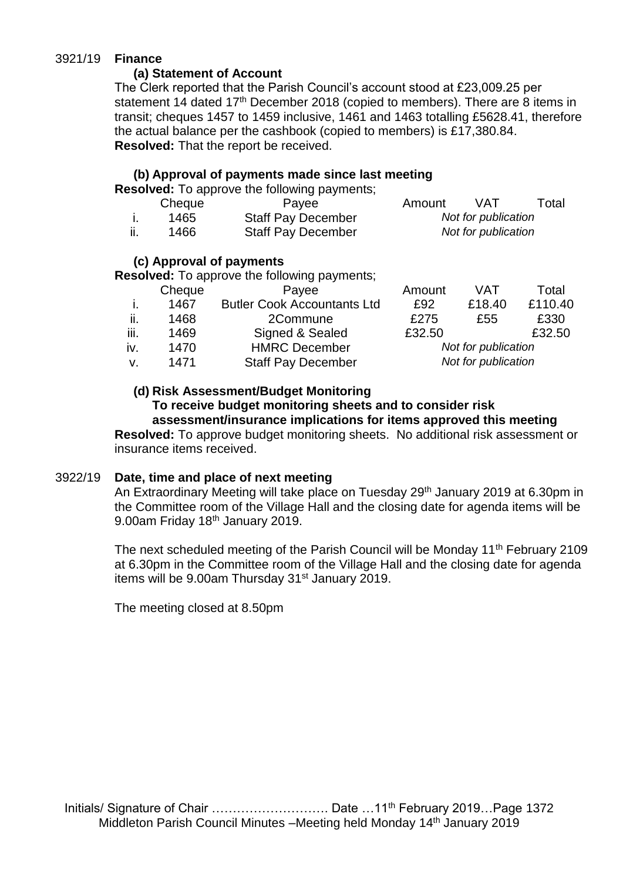3921/19 **Finance**

**(a) Statement of Account**

The Clerk reported that the Parish Council's account stood at £23,009.25 per statement 14 dated 17th December 2018 (copied to members). There are 8 items in transit; cheques 1457 to 1459 inclusive, 1461 and 1463 totalling £5628.41, therefore the actual balance per the cashbook (copied to members) is £17,380.84.

**Resolved:** That the report be received.

**(b) Approval of payments made since last meeting**

**Resolved:** To approve the following payments;

| | Cheque | Payee | Amount | VAT | Total |
|---|---|---|---|---|---|
| i. | 1465 | Staff Pay December | *Not for publication* | | |
| ii. | 1466 | Staff Pay December | *Not for publication* | | |

**(c) Approval of payments**

**Resolved:** To approve the following payments;

| | Cheque | Payee | Amount | VAT | Total |
|---|---|---|---|---|---|
| i. | 1467 | Butler Cook Accountants Ltd | £92 | £18.40 | £110.40 |
| ii. | 1468 | 2Commune | £275 | £55 | £330 |
| iii. | 1469 | Signed & Sealed | £32.50 | | £32.50 |
| iv. | 1470 | HMRC December | *Not for publication* | | |
| v. | 1471 | Staff Pay December | *Not for publication* | | |

**(d) Risk Assessment/Budget Monitoring**

**To receive budget monitoring sheets and to consider risk assessment/insurance implications for items approved this meeting**

**Resolved:** To approve budget monitoring sheets. No additional risk assessment or insurance items received.

3922/19 **Date, time and place of next meeting**

An Extraordinary Meeting will take place on Tuesday 29th January 2019 at 6.30pm in the Committee room of the Village Hall and the closing date for agenda items will be 9.00am Friday 18th January 2019.

The next scheduled meeting of the Parish Council will be Monday 11th February 2109 at 6.30pm in the Committee room of the Village Hall and the closing date for agenda items will be 9.00am Thursday 31st January 2019.

The meeting closed at 8.50pm

Initials/ Signature of Chair ………………………. Date …11th February 2019…Page 1372